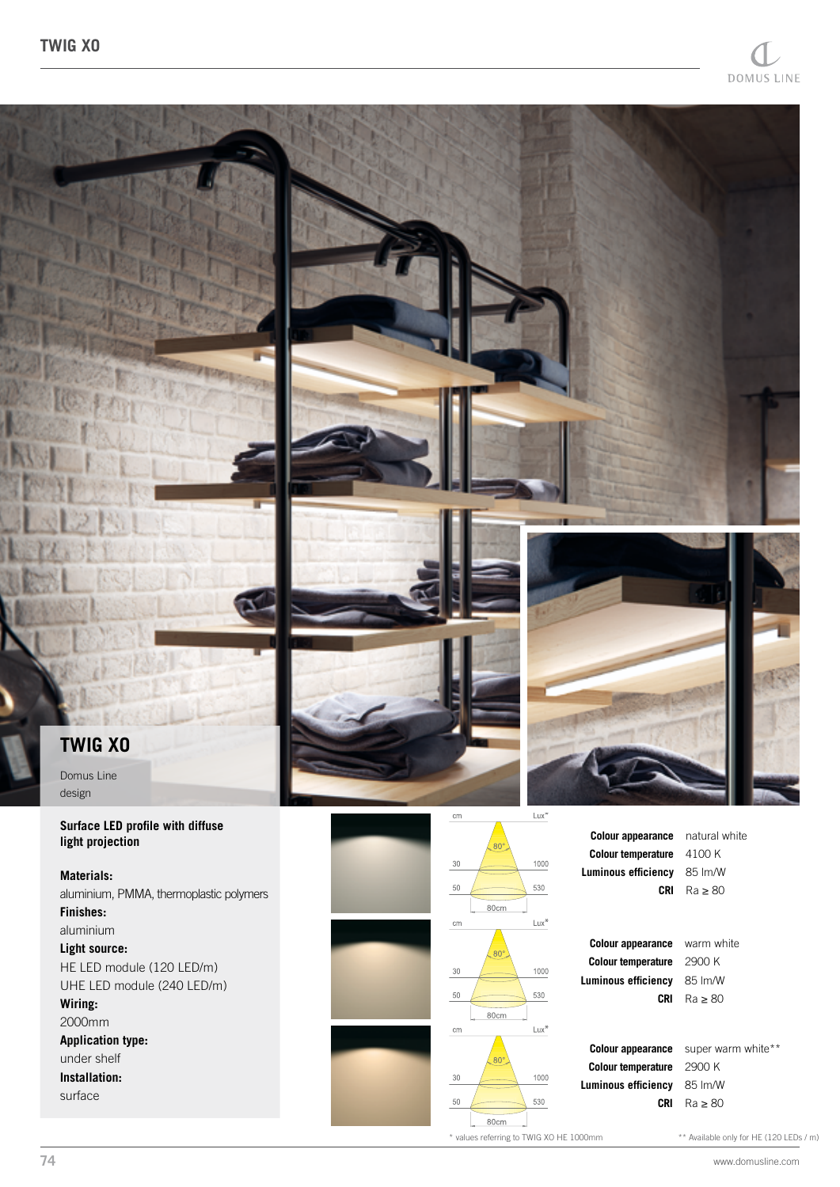# TWIG XO

Domus Line
design

**Surface LED profile with diffuse light projection**

**Materials:**
aluminium, PMMA, thermoplastic polymers

**Finishes:**
aluminium

**Light source:**
HE LED module (120 LED/m)
UHE LED module (240 LED/m)

**Wiring:**
2000mm

**Application type:**
under shelf

**Installation:**
surface

| cm | 80° | Lux* |
|---|---|---|
| 30 | | 1000 |
| 50 | | 530 |
| | 80cm | |

| | |
|---|---|
| **Colour appearance** | natural white |
| **Colour temperature** | 4100 K |
| **Luminous efficiency** | 85 lm/W |
| **CRI** | Ra ≥ 80 |

| cm | 80° | Lux* |
|---|---|---|
| 30 | | 1000 |
| 50 | | 530 |
| | 80cm | |

| | |
|---|---|
| **Colour appearance** | warm white |
| **Colour temperature** | 2900 K |
| **Luminous efficiency** | 85 lm/W |
| **CRI** | Ra ≥ 80 |

| cm | 80° | Lux* |
|---|---|---|
| 30 | | 1000 |
| 50 | | 530 |
| | 80cm | |

| | |
|---|---|
| **Colour appearance** | super warm white** |
| **Colour temperature** | 2900 K |
| **Luminous efficiency** | 85 lm/W |
| **CRI** | Ra ≥ 80 |

* values referring to TWIG XO HE 1000mm

** Available only for HE (120 LEDs / m)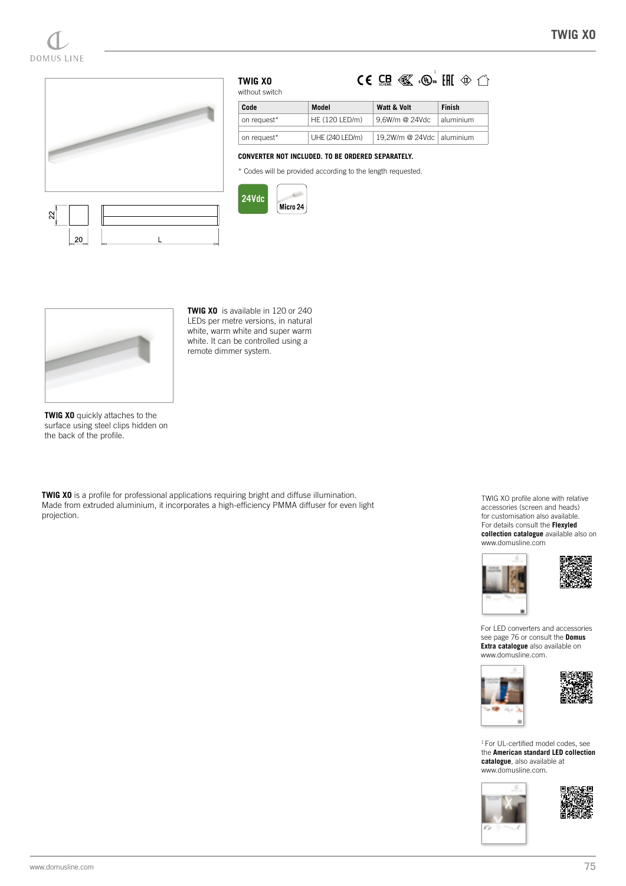## TWIG XO

without switch

| Code | Model | Watt & Volt | Finish |
| --- | --- | --- | --- |
| on request* | HE (120 LED/m) | 9,6W/m @ 24Vdc | aluminium |
| on request* | UHE (240 LED/m) | 19,2W/m @ 24Vdc | aluminium |

**CONVERTER NOT INCLUDED. TO BE ORDERED SEPARATELY.**

* Codes will be provided according to the length requested.

24Vdc

Micro 24

22

20

L

**TWIG XO** is available in 120 or 240 LEDs per metre versions, in natural white, warm white and super warm white. It can be controlled using a remote dimmer system.

**TWIG XO** quickly attaches to the surface using steel clips hidden on the back of the profile.

**TWIG XO** is a profile for professional applications requiring bright and diffuse illumination. Made from extruded aluminium, it incorporates a high-efficiency PMMA diffuser for even light projection.

TWIG XO profile alone with relative accessories (screen and heads) for customisation also available. For details consult the **Flexyled collection catalogue** available also on www.domusline.com

For LED converters and accessories see page 76 or consult the **Domus Extra catalogue** also available on www.domusline.com.

[1] For UL-certified model codes, see the **American standard LED collection catalogue**, also available at www.domusline.com.